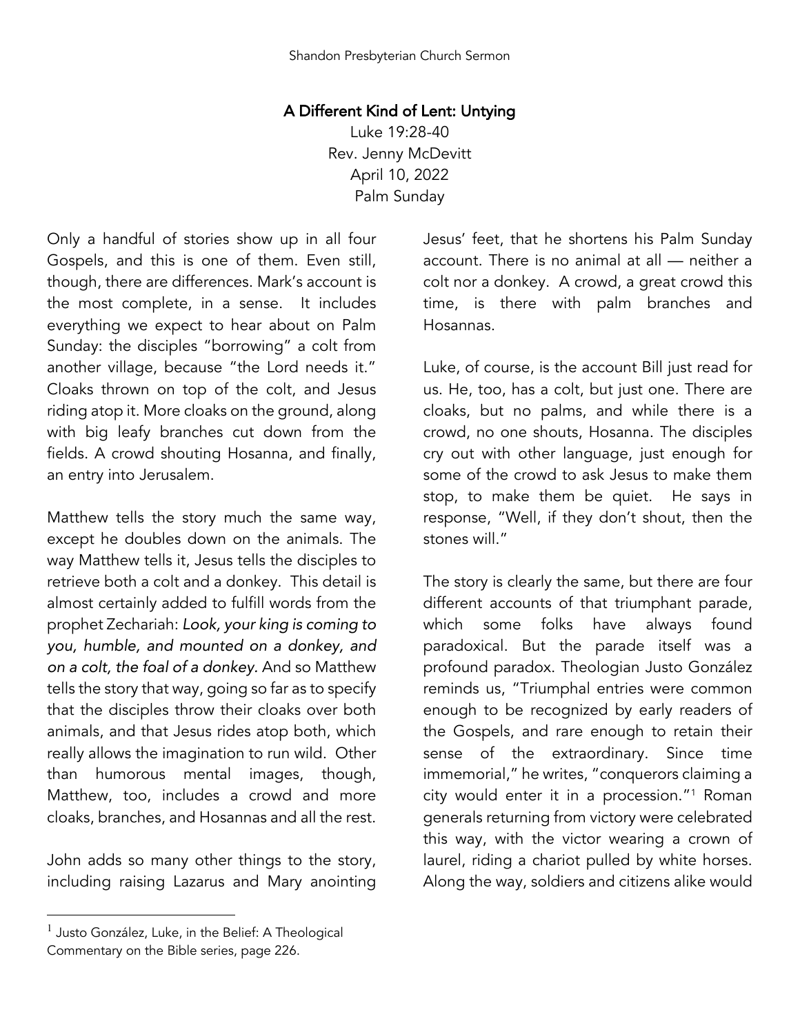# A Different Kind of Lent: Untying

Luke 19:28-40
Rev. Jenny McDevitt
April 10, 2022
Palm Sunday

Only a handful of stories show up in all four Gospels, and this is one of them. Even still, though, there are differences. Mark's account is the most complete, in a sense. It includes everything we expect to hear about on Palm Sunday: the disciples "borrowing" a colt from another village, because "the Lord needs it." Cloaks thrown on top of the colt, and Jesus riding atop it. More cloaks on the ground, along with big leafy branches cut down from the fields. A crowd shouting Hosanna, and finally, an entry into Jerusalem.

Matthew tells the story much the same way, except he doubles down on the animals. The way Matthew tells it, Jesus tells the disciples to retrieve both a colt and a donkey. This detail is almost certainly added to fulfill words from the prophet Zechariah: *Look, your king is coming to you, humble, and mounted on a donkey, and on a colt, the foal of a donkey.* And so Matthew tells the story that way, going so far as to specify that the disciples throw their cloaks over both animals, and that Jesus rides atop both, which really allows the imagination to run wild. Other than humorous mental images, though, Matthew, too, includes a crowd and more cloaks, branches, and Hosannas and all the rest.

John adds so many other things to the story, including raising Lazarus and Mary anointing Jesus' feet, that he shortens his Palm Sunday account. There is no animal at all — neither a colt nor a donkey. A crowd, a great crowd this time, is there with palm branches and Hosannas.

Luke, of course, is the account Bill just read for us. He, too, has a colt, but just one. There are cloaks, but no palms, and while there is a crowd, no one shouts, Hosanna. The disciples cry out with other language, just enough for some of the crowd to ask Jesus to make them stop, to make them be quiet. He says in response, "Well, if they don't shout, then the stones will."

The story is clearly the same, but there are four different accounts of that triumphant parade, which some folks have always found paradoxical. But the parade itself was a profound paradox. Theologian Justo González reminds us, "Triumphal entries were common enough to be recognized by early readers of the Gospels, and rare enough to retain their sense of the extraordinary. Since time immemorial," he writes, "conquerors claiming a city would enter it in a procession."[1] Roman generals returning from victory were celebrated this way, with the victor wearing a crown of laurel, riding a chariot pulled by white horses. Along the way, soldiers and citizens alike would

[1] Justo González, Luke, in the Belief: A Theological Commentary on the Bible series, page 226.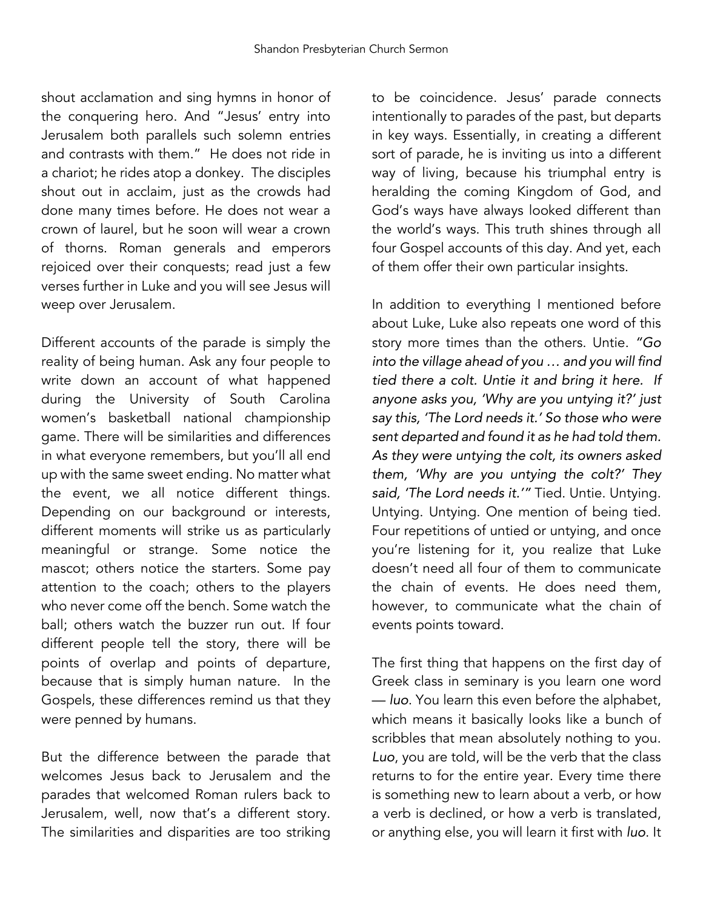shout acclamation and sing hymns in honor of the conquering hero. And "Jesus' entry into Jerusalem both parallels such solemn entries and contrasts with them." He does not ride in a chariot; he rides atop a donkey. The disciples shout out in acclaim, just as the crowds had done many times before. He does not wear a crown of laurel, but he soon will wear a crown of thorns. Roman generals and emperors rejoiced over their conquests; read just a few verses further in Luke and you will see Jesus will weep over Jerusalem.

Different accounts of the parade is simply the reality of being human. Ask any four people to write down an account of what happened during the University of South Carolina women's basketball national championship game. There will be similarities and differences in what everyone remembers, but you'll all end up with the same sweet ending. No matter what the event, we all notice different things. Depending on our background or interests, different moments will strike us as particularly meaningful or strange. Some notice the mascot; others notice the starters. Some pay attention to the coach; others to the players who never come off the bench. Some watch the ball; others watch the buzzer run out. If four different people tell the story, there will be points of overlap and points of departure, because that is simply human nature. In the Gospels, these differences remind us that they were penned by humans.

But the difference between the parade that welcomes Jesus back to Jerusalem and the parades that welcomed Roman rulers back to Jerusalem, well, now that's a different story. The similarities and disparities are too striking to be coincidence. Jesus' parade connects intentionally to parades of the past, but departs in key ways. Essentially, in creating a different sort of parade, he is inviting us into a different way of living, because his triumphal entry is heralding the coming Kingdom of God, and God's ways have always looked different than the world's ways. This truth shines through all four Gospel accounts of this day. And yet, each of them offer their own particular insights.

In addition to everything I mentioned before about Luke, Luke also repeats one word of this story more times than the others. Untie. *"Go into the village ahead of you … and you will find tied there a colt. Untie it and bring it here. If anyone asks you, 'Why are you untying it?' just say this, 'The Lord needs it.' So those who were sent departed and found it as he had told them. As they were untying the colt, its owners asked them, 'Why are you untying the colt?' They said, 'The Lord needs it.'"* Tied. Untie. Untying. Untying. Untying. One mention of being tied. Four repetitions of untied or untying, and once you're listening for it, you realize that Luke doesn't need all four of them to communicate the chain of events. He does need them, however, to communicate what the chain of events points toward.

The first thing that happens on the first day of Greek class in seminary is you learn one word — *luo*. You learn this even before the alphabet, which means it basically looks like a bunch of scribbles that mean absolutely nothing to you. *Luo*, you are told, will be the verb that the class returns to for the entire year. Every time there is something new to learn about a verb, or how a verb is declined, or how a verb is translated, or anything else, you will learn it first with *luo*. It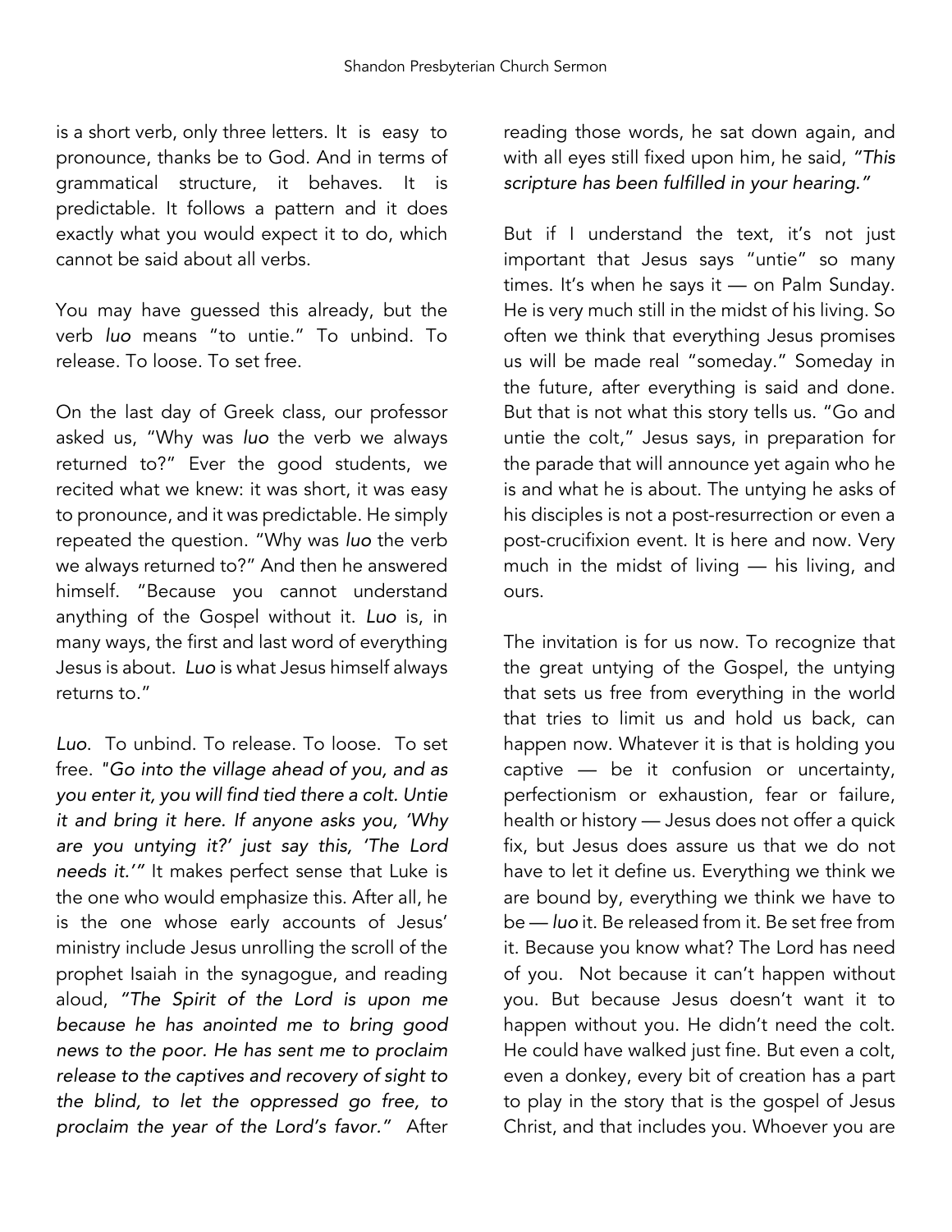is a short verb, only three letters. It is easy to pronounce, thanks be to God. And in terms of grammatical structure, it behaves. It is predictable. It follows a pattern and it does exactly what you would expect it to do, which cannot be said about all verbs.

You may have guessed this already, but the verb *luo* means "to untie." To unbind. To release. To loose. To set free.

On the last day of Greek class, our professor asked us, "Why was *luo* the verb we always returned to?" Ever the good students, we recited what we knew: it was short, it was easy to pronounce, and it was predictable. He simply repeated the question. "Why was *luo* the verb we always returned to?" And then he answered himself. "Because you cannot understand anything of the Gospel without it. *Luo* is, in many ways, the first and last word of everything Jesus is about. *Luo* is what Jesus himself always returns to."

*Luo*. To unbind. To release. To loose. To set free. "*Go into the village ahead of you, and as you enter it, you will find tied there a colt. Untie it and bring it here. If anyone asks you, 'Why are you untying it?' just say this, 'The Lord needs it.'*" It makes perfect sense that Luke is the one who would emphasize this. After all, he is the one whose early accounts of Jesus' ministry include Jesus unrolling the scroll of the prophet Isaiah in the synagogue, and reading aloud, *"The Spirit of the Lord is upon me because he has anointed me to bring good news to the poor. He has sent me to proclaim release to the captives and recovery of sight to the blind, to let the oppressed go free, to proclaim the year of the Lord's favor."* After reading those words, he sat down again, and with all eyes still fixed upon him, he said, *"This scripture has been fulfilled in your hearing."*

But if I understand the text, it's not just important that Jesus says "untie" so many times. It's when he says it — on Palm Sunday. He is very much still in the midst of his living. So often we think that everything Jesus promises us will be made real "someday." Someday in the future, after everything is said and done. But that is not what this story tells us. "Go and untie the colt," Jesus says, in preparation for the parade that will announce yet again who he is and what he is about. The untying he asks of his disciples is not a post-resurrection or even a post-crucifixion event. It is here and now. Very much in the midst of living — his living, and ours.

The invitation is for us now. To recognize that the great untying of the Gospel, the untying that sets us free from everything in the world that tries to limit us and hold us back, can happen now. Whatever it is that is holding you captive — be it confusion or uncertainty, perfectionism or exhaustion, fear or failure, health or history — Jesus does not offer a quick fix, but Jesus does assure us that we do not have to let it define us. Everything we think we are bound by, everything we think we have to be — *luo* it. Be released from it. Be set free from it. Because you know what? The Lord has need of you. Not because it can't happen without you. But because Jesus doesn't want it to happen without you. He didn't need the colt. He could have walked just fine. But even a colt, even a donkey, every bit of creation has a part to play in the story that is the gospel of Jesus Christ, and that includes you. Whoever you are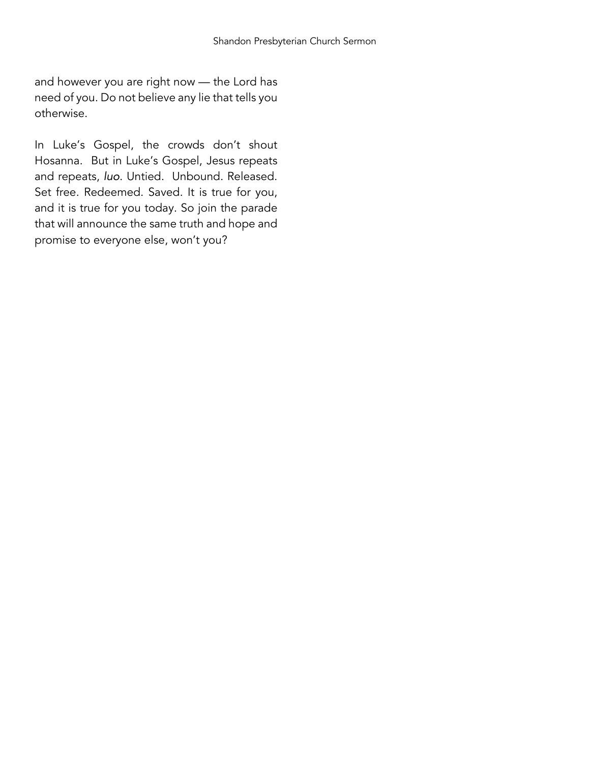and however you are right now — the Lord has need of you. Do not believe any lie that tells you otherwise.

In Luke's Gospel, the crowds don't shout Hosanna. But in Luke's Gospel, Jesus repeats and repeats, *luo*. Untied. Unbound. Released. Set free. Redeemed. Saved. It is true for you, and it is true for you today. So join the parade that will announce the same truth and hope and promise to everyone else, won't you?